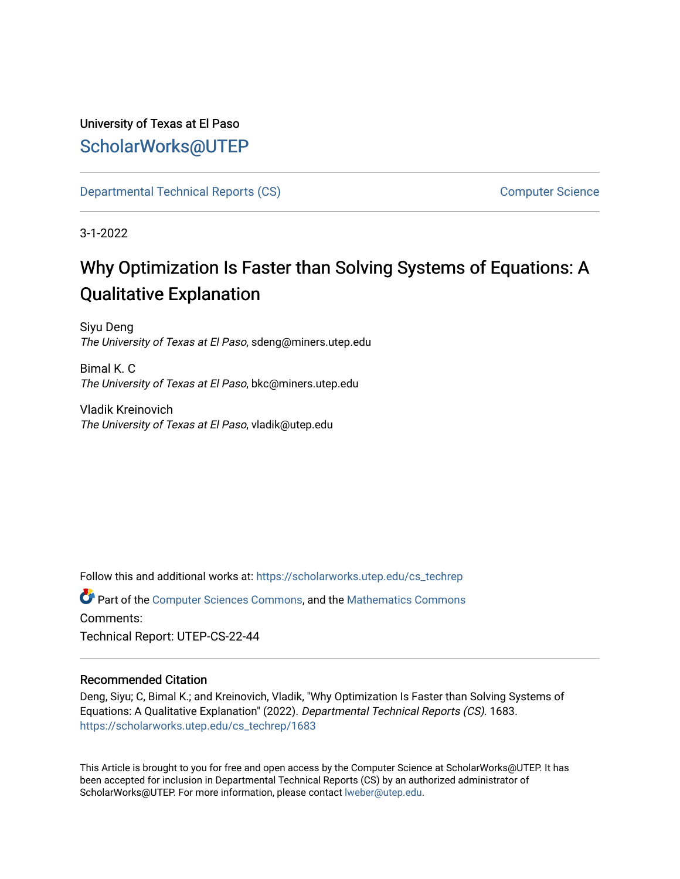University of Texas at El Paso

ScholarWorks@UTEP

Departmental Technical Reports (CS) | Computer Science

3-1-2022

# Why Optimization Is Faster than Solving Systems of Equations: A Qualitative Explanation

Siyu Deng
*The University of Texas at El Paso*, sdeng@miners.utep.edu

Bimal K. C
*The University of Texas at El Paso*, bkc@miners.utep.edu

Vladik Kreinovich
*The University of Texas at El Paso*, vladik@utep.edu

Follow this and additional works at: https://scholarworks.utep.edu/cs_techrep

Part of the Computer Sciences Commons, and the Mathematics Commons

Comments:

Technical Report: UTEP-CS-22-44

## Recommended Citation

Deng, Siyu; C, Bimal K.; and Kreinovich, Vladik, "Why Optimization Is Faster than Solving Systems of Equations: A Qualitative Explanation" (2022). *Departmental Technical Reports (CS)*. 1683.
https://scholarworks.utep.edu/cs_techrep/1683

This Article is brought to you for free and open access by the Computer Science at ScholarWorks@UTEP. It has been accepted for inclusion in Departmental Technical Reports (CS) by an authorized administrator of ScholarWorks@UTEP. For more information, please contact lweber@utep.edu.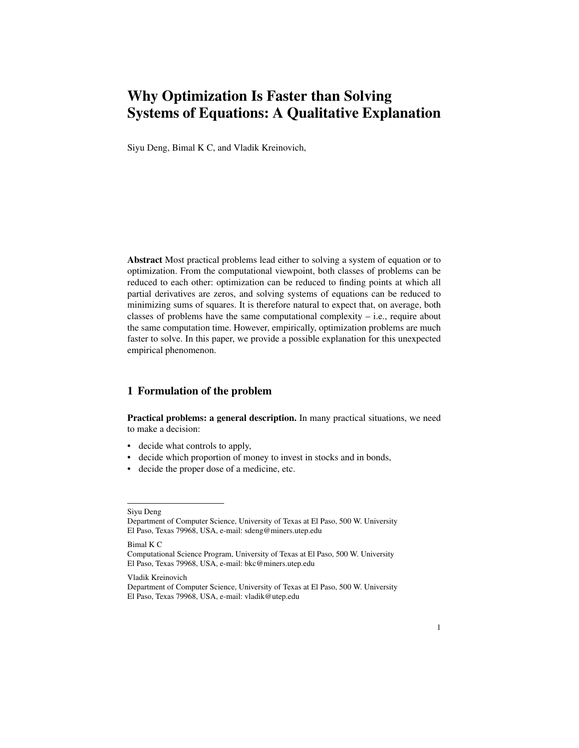# Why Optimization Is Faster than Solving Systems of Equations: A Qualitative Explanation

Siyu Deng, Bimal K C, and Vladik Kreinovich,

**Abstract** Most practical problems lead either to solving a system of equation or to optimization. From the computational viewpoint, both classes of problems can be reduced to each other: optimization can be reduced to finding points at which all partial derivatives are zeros, and solving systems of equations can be reduced to minimizing sums of squares. It is therefore natural to expect that, on average, both classes of problems have the same computational complexity – i.e., require about the same computation time. However, empirically, optimization problems are much faster to solve. In this paper, we provide a possible explanation for this unexpected empirical phenomenon.

## 1 Formulation of the problem

**Practical problems: a general description.** In many practical situations, we need to make a decision:

- decide what controls to apply,
- decide which proportion of money to invest in stocks and in bonds,
- decide the proper dose of a medicine, etc.

---

Siyu Deng
Department of Computer Science, University of Texas at El Paso, 500 W. University El Paso, Texas 79968, USA, e-mail: sdeng@miners.utep.edu

Bimal K C
Computational Science Program, University of Texas at El Paso, 500 W. University El Paso, Texas 79968, USA, e-mail: bkc@miners.utep.edu

Vladik Kreinovich
Department of Computer Science, University of Texas at El Paso, 500 W. University El Paso, Texas 79968, USA, e-mail: vladik@utep.edu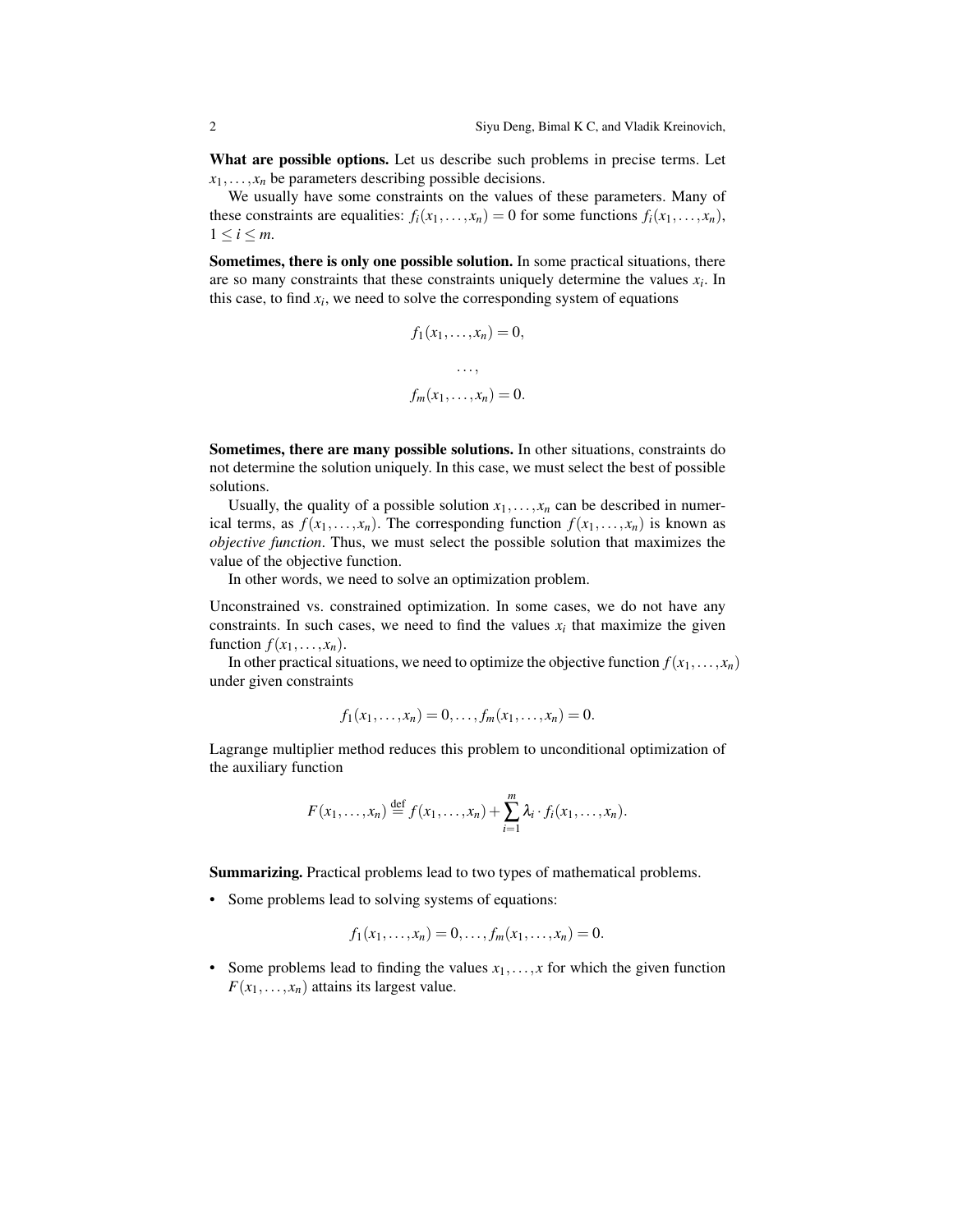**What are possible options.** Let us describe such problems in precise terms. Let $x_1, \ldots, x_n$ be parameters describing possible decisions.

We usually have some constraints on the values of these parameters. Many of these constraints are equalities: $f_i(x_1, \ldots, x_n) = 0$ for some functions $f_i(x_1, \ldots, x_n)$, $1 \le i \le m$.

**Sometimes, there is only one possible solution.** In some practical situations, there are so many constraints that these constraints uniquely determine the values $x_i$. In this case, to find $x_i$, we need to solve the corresponding system of equations

$$f_1(x_1, \ldots, x_n) = 0,$$

$$\ldots,$$

$$f_m(x_1, \ldots, x_n) = 0.$$

**Sometimes, there are many possible solutions.** In other situations, constraints do not determine the solution uniquely. In this case, we must select the best of possible solutions.

Usually, the quality of a possible solution $x_1, \ldots, x_n$ can be described in numerical terms, as $f(x_1, \ldots, x_n)$. The corresponding function $f(x_1, \ldots, x_n)$ is known as *objective function*. Thus, we must select the possible solution that maximizes the value of the objective function.

In other words, we need to solve an optimization problem.

Unconstrained vs. constrained optimization. In some cases, we do not have any constraints. In such cases, we need to find the values $x_i$ that maximize the given function $f(x_1, \ldots, x_n)$.

In other practical situations, we need to optimize the objective function $f(x_1, \ldots, x_n)$ under given constraints

$$f_1(x_1, \ldots, x_n) = 0, \ldots, f_m(x_1, \ldots, x_n) = 0.$$

Lagrange multiplier method reduces this problem to unconditional optimization of the auxiliary function

$$F(x_1, \ldots, x_n) \stackrel{\text{def}}{=} f(x_1, \ldots, x_n) + \sum_{i=1}^{m} \lambda_i \cdot f_i(x_1, \ldots, x_n).$$

**Summarizing.** Practical problems lead to two types of mathematical problems.

- Some problems lead to solving systems of equations:

$$f_1(x_1, \ldots, x_n) = 0, \ldots, f_m(x_1, \ldots, x_n) = 0.$$

- Some problems lead to finding the values $x_1, \ldots, x$ for which the given function $F(x_1, \ldots, x_n)$ attains its largest value.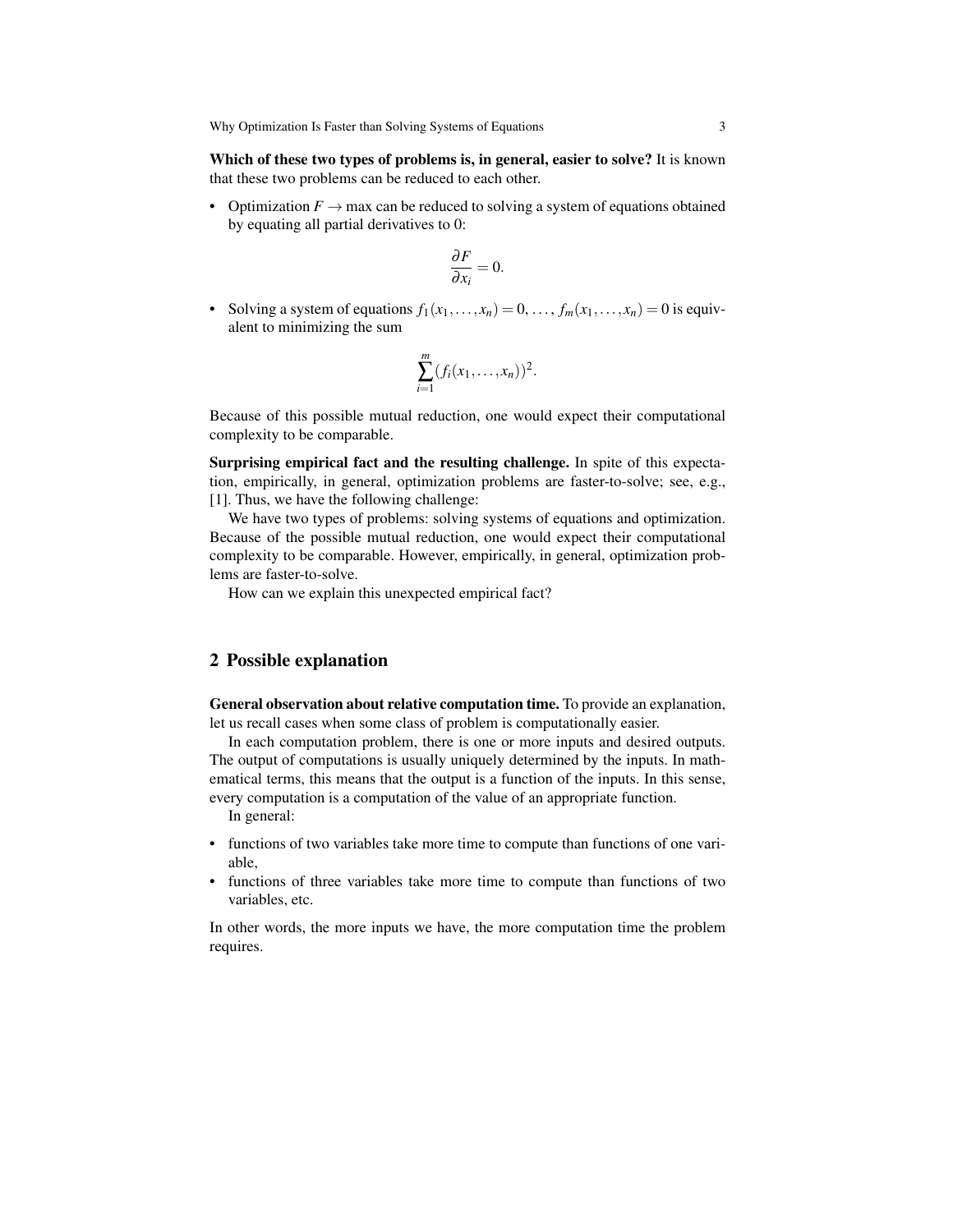**Which of these two types of problems is, in general, easier to solve?** It is known that these two problems can be reduced to each other.

- Optimization $F \to \max$ can be reduced to solving a system of equations obtained by equating all partial derivatives to 0:

$$\frac{\partial F}{\partial x_i} = 0.$$

- Solving a system of equations $f_1(x_1,\ldots,x_n) = 0, \ldots, f_m(x_1,\ldots,x_n) = 0$ is equivalent to minimizing the sum

$$\sum_{i=1}^{m} (f_i(x_1,\ldots,x_n))^2.$$

Because of this possible mutual reduction, one would expect their computational complexity to be comparable.

**Surprising empirical fact and the resulting challenge.** In spite of this expectation, empirically, in general, optimization problems are faster-to-solve; see, e.g., [1]. Thus, we have the following challenge:

We have two types of problems: solving systems of equations and optimization. Because of the possible mutual reduction, one would expect their computational complexity to be comparable. However, empirically, in general, optimization problems are faster-to-solve.

How can we explain this unexpected empirical fact?

## 2 Possible explanation

**General observation about relative computation time.** To provide an explanation, let us recall cases when some class of problem is computationally easier.

In each computation problem, there is one or more inputs and desired outputs. The output of computations is usually uniquely determined by the inputs. In mathematical terms, this means that the output is a function of the inputs. In this sense, every computation is a computation of the value of an appropriate function.

In general:

- functions of two variables take more time to compute than functions of one variable,
- functions of three variables take more time to compute than functions of two variables, etc.

In other words, the more inputs we have, the more computation time the problem requires.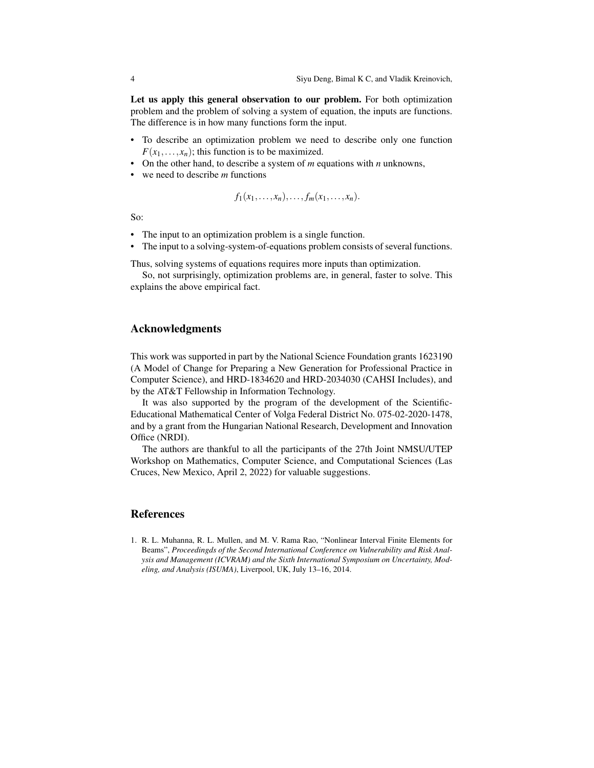**Let us apply this general observation to our problem.** For both optimization problem and the problem of solving a system of equation, the inputs are functions. The difference is in how many functions form the input.

- To describe an optimization problem we need to describe only one function $F(x_1,\ldots,x_n)$; this function is to be maximized.
- On the other hand, to describe a system of $m$ equations with $n$ unknowns,
- we need to describe $m$ functions

$$f_1(x_1,\ldots,x_n),\ldots,f_m(x_1,\ldots,x_n).$$

So:

- The input to an optimization problem is a single function.
- The input to a solving-system-of-equations problem consists of several functions.

Thus, solving systems of equations requires more inputs than optimization.

So, not surprisingly, optimization problems are, in general, faster to solve. This explains the above empirical fact.

## Acknowledgments

This work was supported in part by the National Science Foundation grants 1623190 (A Model of Change for Preparing a New Generation for Professional Practice in Computer Science), and HRD-1834620 and HRD-2034030 (CAHSI Includes), and by the AT&T Fellowship in Information Technology.

It was also supported by the program of the development of the Scientific-Educational Mathematical Center of Volga Federal District No. 075-02-2020-1478, and by a grant from the Hungarian National Research, Development and Innovation Office (NRDI).

The authors are thankful to all the participants of the 27th Joint NMSU/UTEP Workshop on Mathematics, Computer Science, and Computational Sciences (Las Cruces, New Mexico, April 2, 2022) for valuable suggestions.

## References

1. R. L. Muhanna, R. L. Mullen, and M. V. Rama Rao, "Nonlinear Interval Finite Elements for Beams", *Proceedingds of the Second International Conference on Vulnerability and Risk Analysis and Management (ICVRAM) and the Sixth International Symposium on Uncertainty, Modeling, and Analysis (ISUMA)*, Liverpool, UK, July 13–16, 2014.